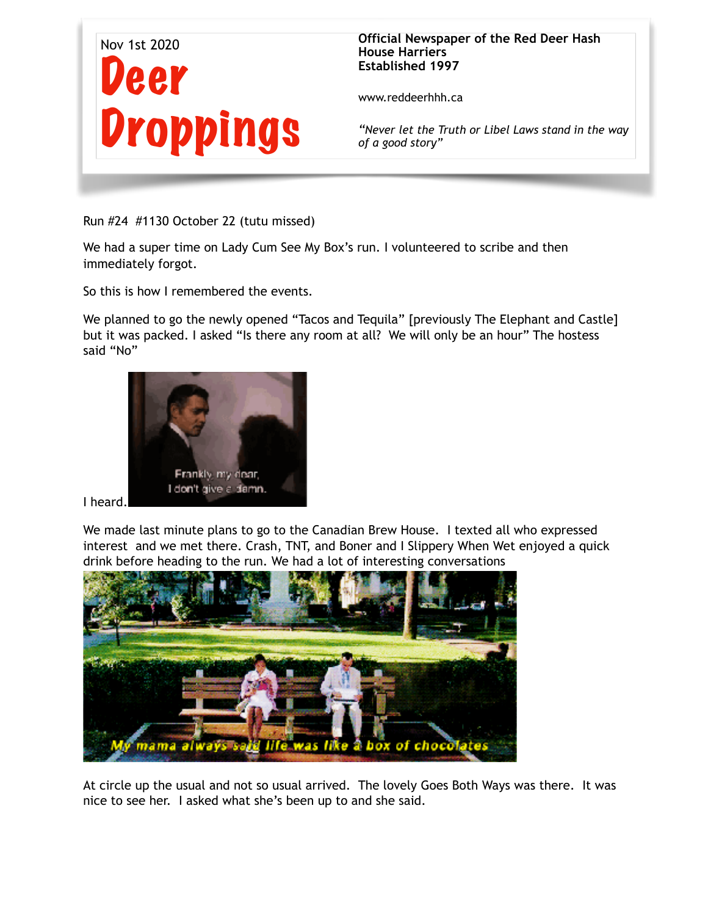Nov 1st 2020

# Deer Droppings

**Official Newspaper of the Red Deer Hash House Harriers**
**Established 1997**

www.reddeerhhh.ca

*"Never let the Truth or Libel Laws stand in the way of a good story"*

Run #24 #1130 October 22 (tutu missed)

We had a super time on Lady Cum See My Box's run. I volunteered to scribe and then immediately forgot.

So this is how I remembered the events.

We planned to go the newly opened "Tacos and Tequila" [previously The Elephant and Castle] but it was packed. I asked "Is there any room at all? We will only be an hour" The hostess said "No"

I heard.

We made last minute plans to go to the Canadian Brew House. I texted all who expressed interest and we met there. Crash, TNT, and Boner and I Slippery When Wet enjoyed a quick drink before heading to the run. We had a lot of interesting conversations

At circle up the usual and not so usual arrived. The lovely Goes Both Ways was there. It was nice to see her. I asked what she's been up to and she said.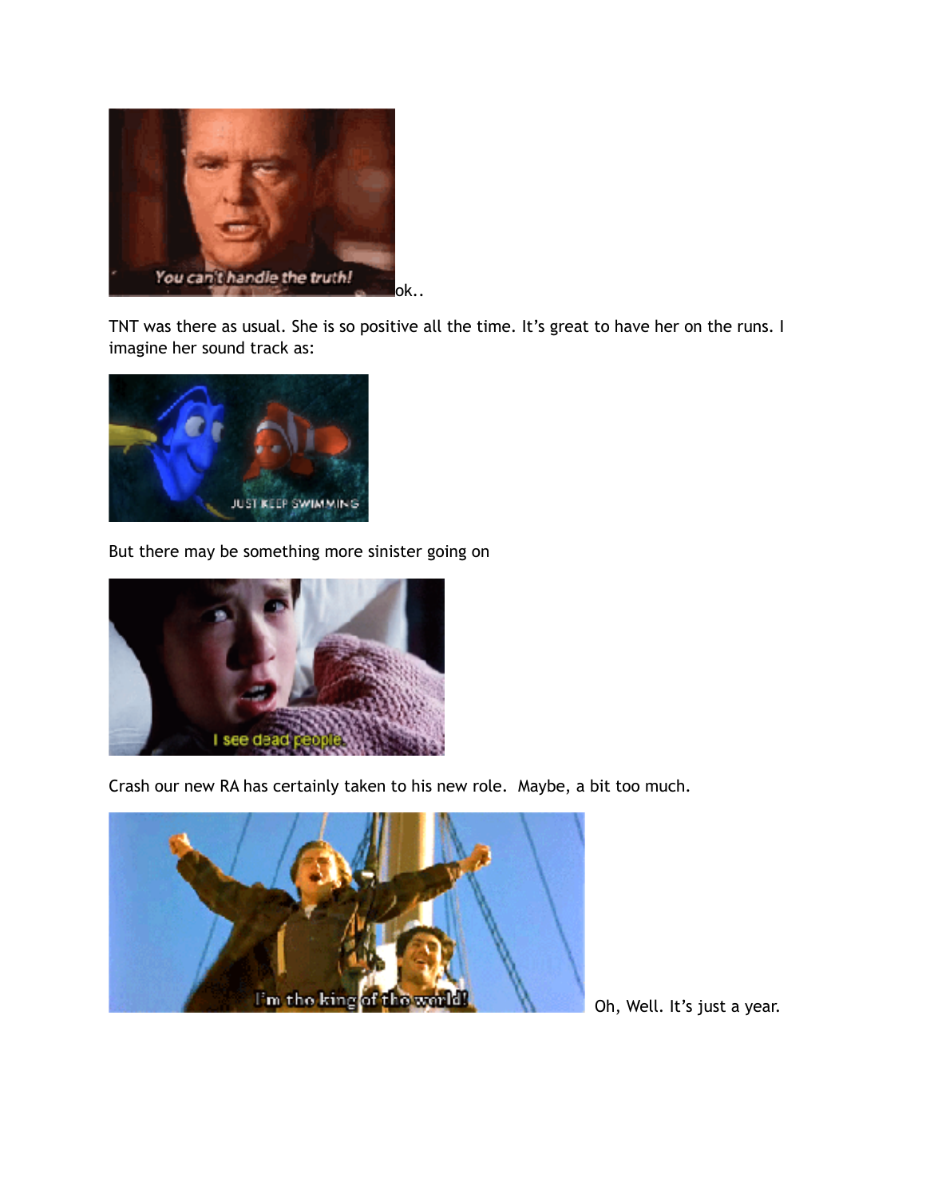ok..

TNT was there as usual. She is so positive all the time. It's great to have her on the runs. I imagine her sound track as:

But there may be something more sinister going on

Crash our new RA has certainly taken to his new role.  Maybe, a bit too much.

Oh, Well. It's just a year.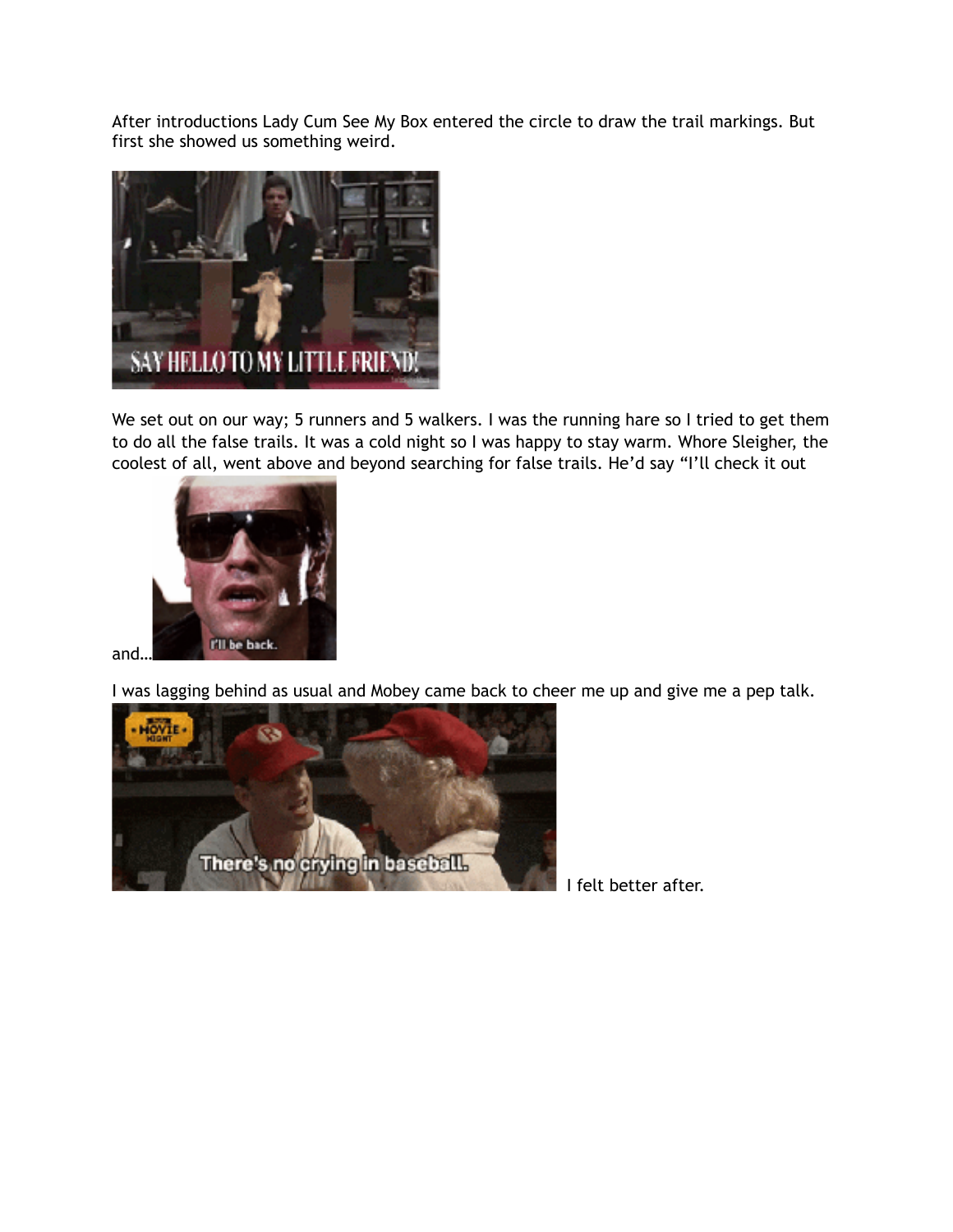After introductions Lady Cum See My Box entered the circle to draw the trail markings. But first she showed us something weird.

We set out on our way; 5 runners and 5 walkers. I was the running hare so I tried to get them to do all the false trails. It was a cold night so I was happy to stay warm. Whore Sleigher, the coolest of all, went above and beyond searching for false trails. He'd say "I'll check it out

and…

I was lagging behind as usual and Mobey came back to cheer me up and give me a pep talk.

I felt better after.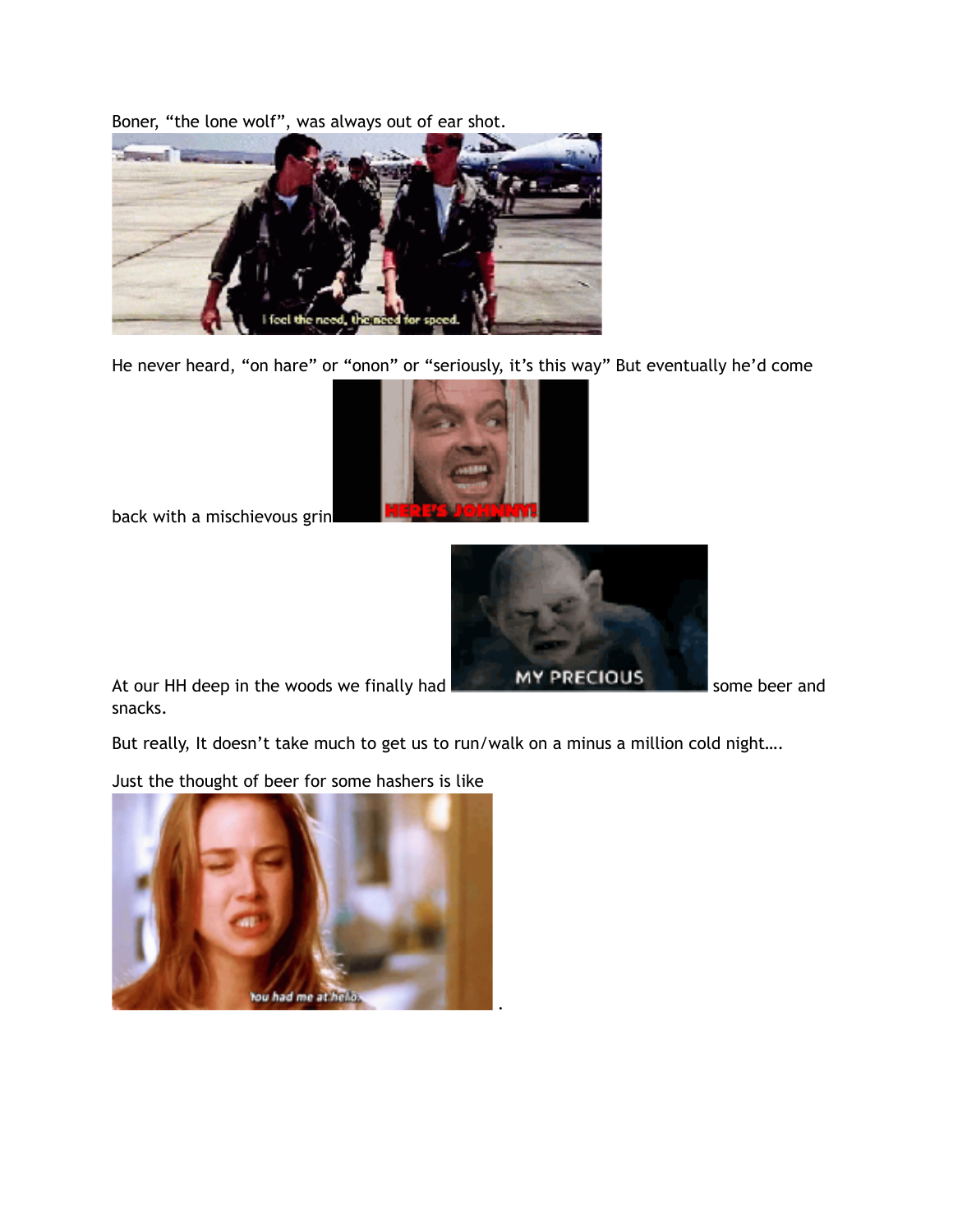Boner, “the lone wolf”, was always out of ear shot.

He never heard, “on hare” or “onon” or “seriously, it’s this way” But eventually he’d come back with a mischievous grin

At our HH deep in the woods we finally had some beer and snacks.

But really, It doesn’t take much to get us to run/walk on a minus a million cold night….

Just the thought of beer for some hashers is like .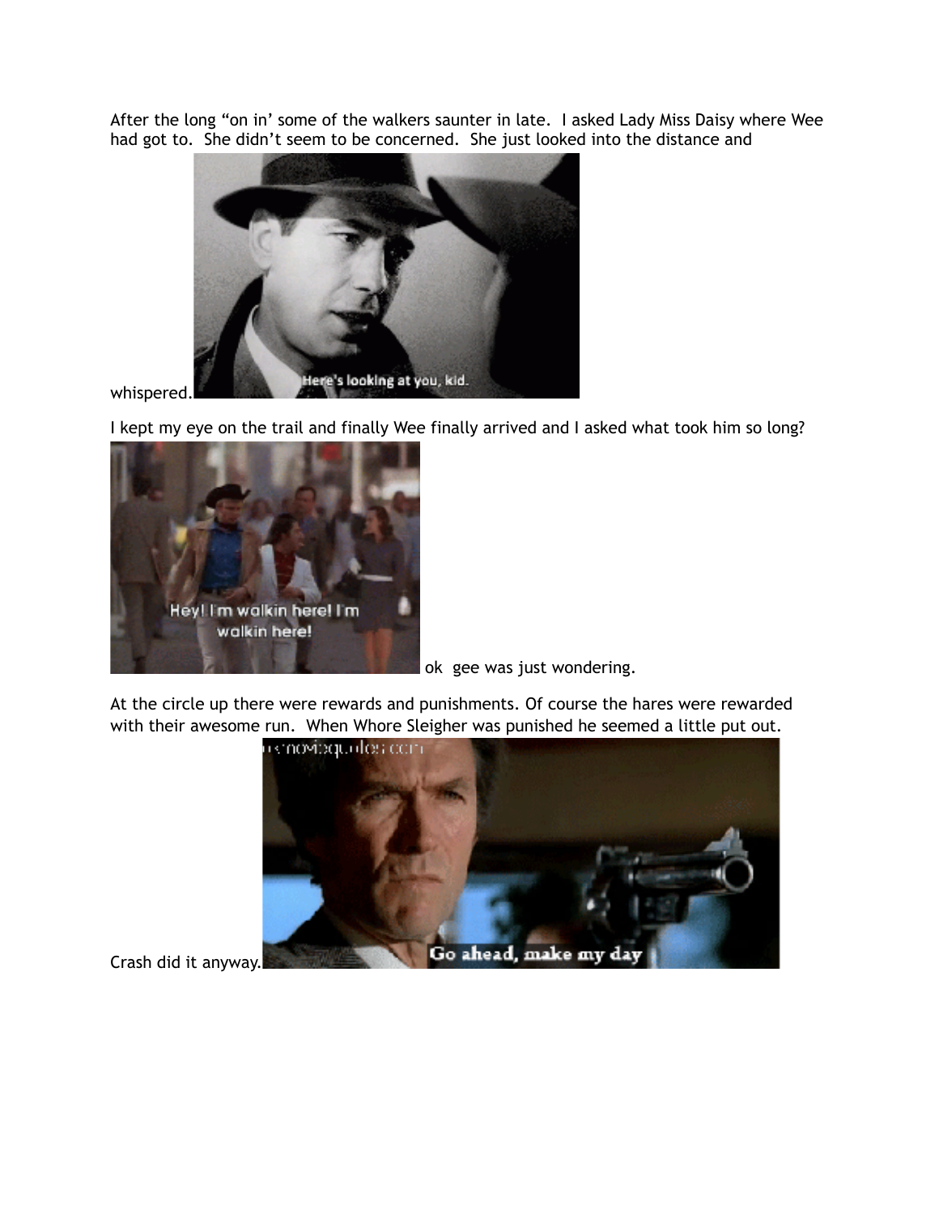After the long "on in' some of the walkers saunter in late.  I asked Lady Miss Daisy where Wee had got to.  She didn't seem to be concerned.  She just looked into the distance and whispered.

I kept my eye on the trail and finally Wee finally arrived and I asked what took him so long?

ok  gee was just wondering.

At the circle up there were rewards and punishments. Of course the hares were rewarded with their awesome run.  When Whore Sleigher was punished he seemed a little put out.

Crash did it anyway.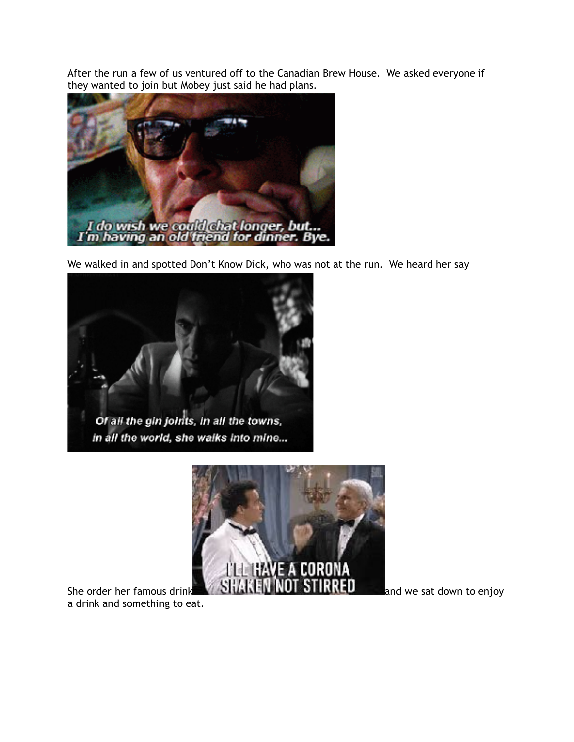After the run a few of us ventured off to the Canadian Brew House. We asked everyone if they wanted to join but Mobey just said he had plans.

We walked in and spotted Don't Know Dick, who was not at the run. We heard her say

She order her famous drink and we sat down to enjoy a drink and something to eat.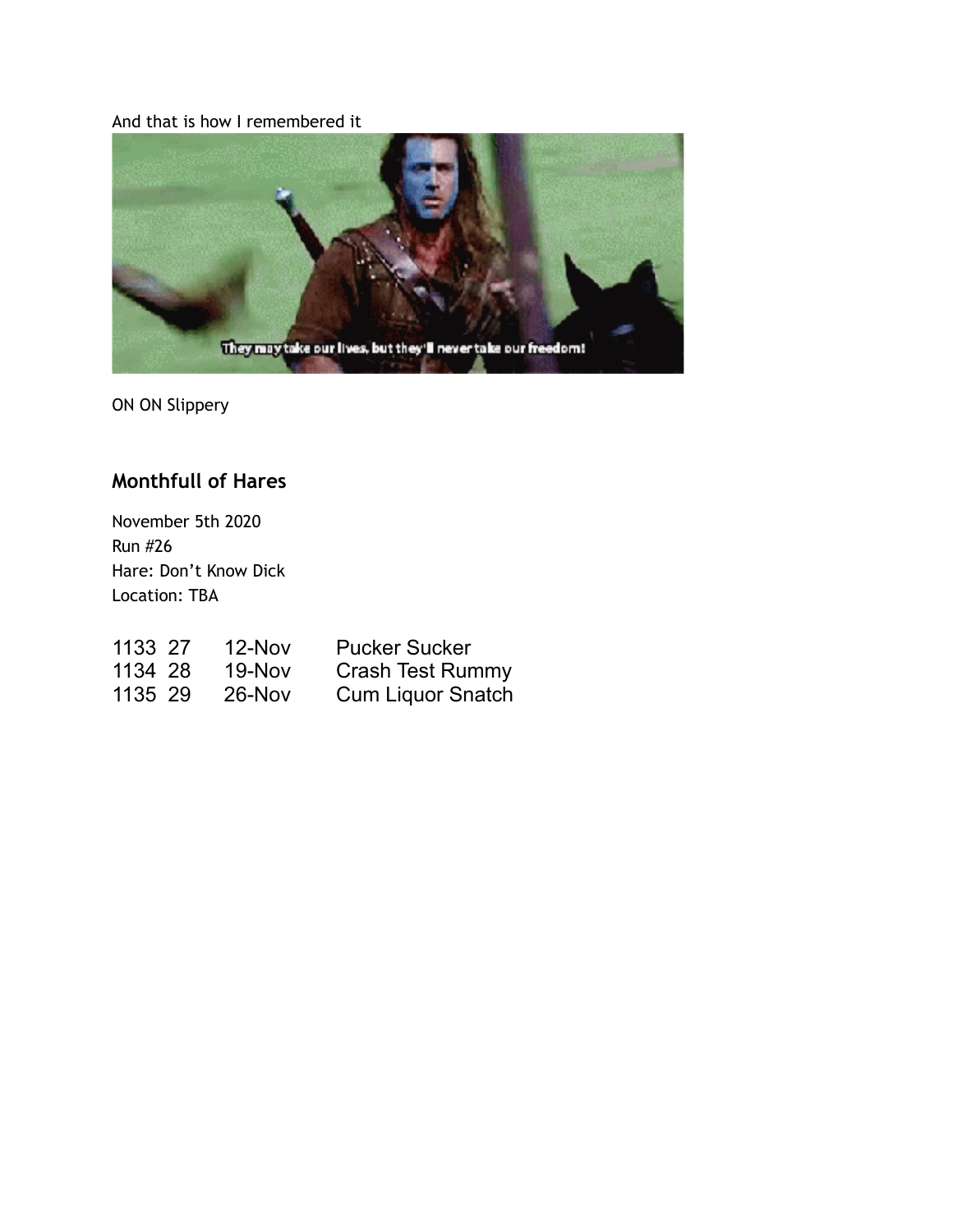And that is how I remembered it

ON ON Slippery

## Monthfull of Hares

November 5th 2020
Run #26
Hare: Don't Know Dick
Location: TBA

| | | | |
|---|---|---|---|
| 1133 | 27 | 12-Nov | Pucker Sucker |
| 1134 | 28 | 19-Nov | Crash Test Rummy |
| 1135 | 29 | 26-Nov | Cum Liquor Snatch |